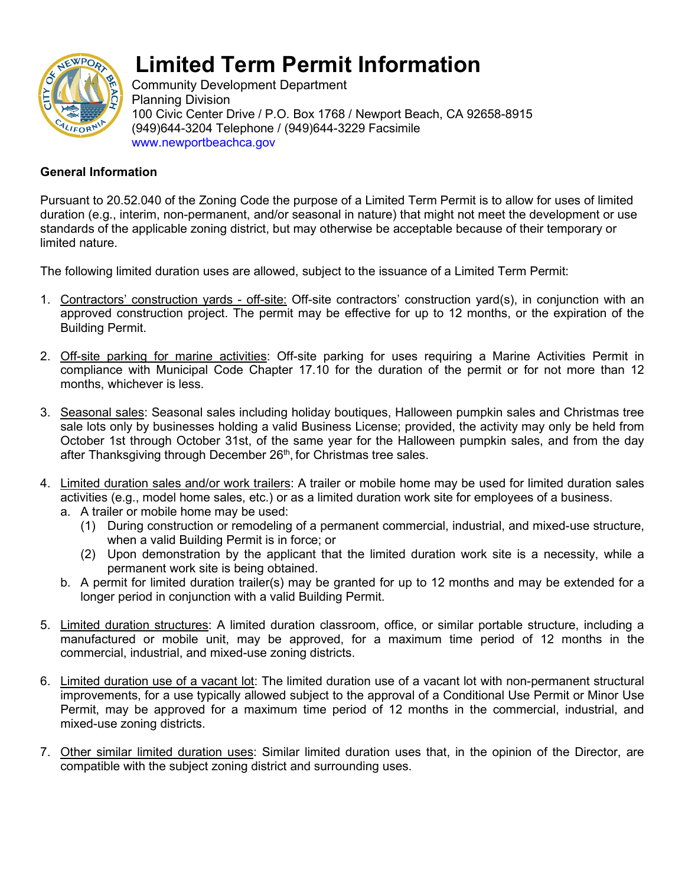# Limited Term Permit Information

Community Development Department
Planning Division
100 Civic Center Drive / P.O. Box 1768 / Newport Beach, CA 92658-8915
(949)644-3204 Telephone / (949)644-3229 Facsimile
www.newportbeachca.gov

**General Information**

Pursuant to 20.52.040 of the Zoning Code the purpose of a Limited Term Permit is to allow for uses of limited duration (e.g., interim, non-permanent, and/or seasonal in nature) that might not meet the development or use standards of the applicable zoning district, but may otherwise be acceptable because of their temporary or limited nature.

The following limited duration uses are allowed, subject to the issuance of a Limited Term Permit:

1. <u>Contractors' construction yards - off-site:</u> Off-site contractors' construction yard(s), in conjunction with an approved construction project. The permit may be effective for up to 12 months, or the expiration of the Building Permit.

2. <u>Off-site parking for marine activities</u>: Off-site parking for uses requiring a Marine Activities Permit in compliance with Municipal Code Chapter 17.10 for the duration of the permit or for not more than 12 months, whichever is less.

3. <u>Seasonal sales</u>: Seasonal sales including holiday boutiques, Halloween pumpkin sales and Christmas tree sale lots only by businesses holding a valid Business License; provided, the activity may only be held from October 1st through October 31st, of the same year for the Halloween pumpkin sales, and from the day after Thanksgiving through December 26th, for Christmas tree sales.

4. <u>Limited duration sales and/or work trailers</u>: A trailer or mobile home may be used for limited duration sales activities (e.g., model home sales, etc.) or as a limited duration work site for employees of a business.
   a. A trailer or mobile home may be used:
      (1) During construction or remodeling of a permanent commercial, industrial, and mixed-use structure, when a valid Building Permit is in force; or
      (2) Upon demonstration by the applicant that the limited duration work site is a necessity, while a permanent work site is being obtained.
   b. A permit for limited duration trailer(s) may be granted for up to 12 months and may be extended for a longer period in conjunction with a valid Building Permit.

5. <u>Limited duration structures</u>: A limited duration classroom, office, or similar portable structure, including a manufactured or mobile unit, may be approved, for a maximum time period of 12 months in the commercial, industrial, and mixed-use zoning districts.

6. <u>Limited duration use of a vacant lot</u>: The limited duration use of a vacant lot with non-permanent structural improvements, for a use typically allowed subject to the approval of a Conditional Use Permit or Minor Use Permit, may be approved for a maximum time period of 12 months in the commercial, industrial, and mixed-use zoning districts.

7. <u>Other similar limited duration uses</u>: Similar limited duration uses that, in the opinion of the Director, are compatible with the subject zoning district and surrounding uses.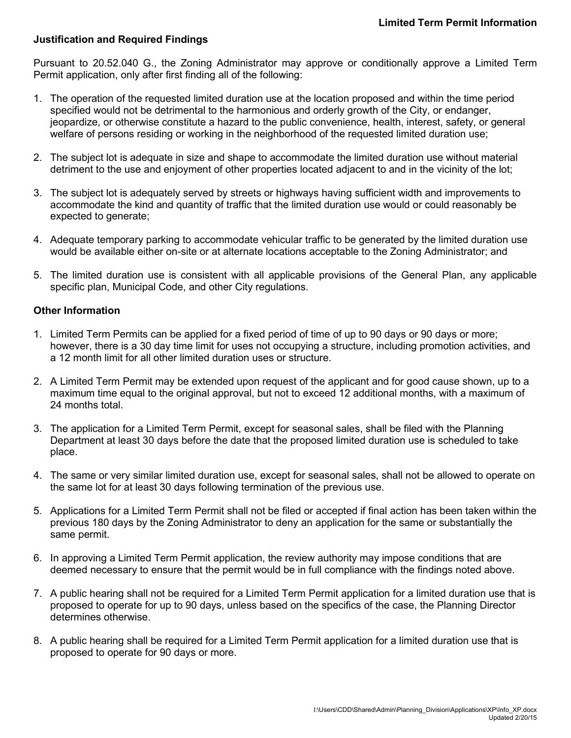## Justification and Required Findings

Pursuant to 20.52.040 G., the Zoning Administrator may approve or conditionally approve a Limited Term Permit application, only after first finding all of the following:

1. The operation of the requested limited duration use at the location proposed and within the time period specified would not be detrimental to the harmonious and orderly growth of the City, or endanger, jeopardize, or otherwise constitute a hazard to the public convenience, health, interest, safety, or general welfare of persons residing or working in the neighborhood of the requested limited duration use;

2. The subject lot is adequate in size and shape to accommodate the limited duration use without material detriment to the use and enjoyment of other properties located adjacent to and in the vicinity of the lot;

3. The subject lot is adequately served by streets or highways having sufficient width and improvements to accommodate the kind and quantity of traffic that the limited duration use would or could reasonably be expected to generate;

4. Adequate temporary parking to accommodate vehicular traffic to be generated by the limited duration use would be available either on-site or at alternate locations acceptable to the Zoning Administrator; and

5. The limited duration use is consistent with all applicable provisions of the General Plan, any applicable specific plan, Municipal Code, and other City regulations.

## Other Information

1. Limited Term Permits can be applied for a fixed period of time of up to 90 days or 90 days or more; however, there is a 30 day time limit for uses not occupying a structure, including promotion activities, and a 12 month limit for all other limited duration uses or structure.

2. A Limited Term Permit may be extended upon request of the applicant and for good cause shown, up to a maximum time equal to the original approval, but not to exceed 12 additional months, with a maximum of 24 months total.

3. The application for a Limited Term Permit, except for seasonal sales, shall be filed with the Planning Department at least 30 days before the date that the proposed limited duration use is scheduled to take place.

4. The same or very similar limited duration use, except for seasonal sales, shall not be allowed to operate on the same lot for at least 30 days following termination of the previous use.

5. Applications for a Limited Term Permit shall not be filed or accepted if final action has been taken within the previous 180 days by the Zoning Administrator to deny an application for the same or substantially the same permit.

6. In approving a Limited Term Permit application, the review authority may impose conditions that are deemed necessary to ensure that the permit would be in full compliance with the findings noted above.

7. A public hearing shall not be required for a Limited Term Permit application for a limited duration use that is proposed to operate for up to 90 days, unless based on the specifics of the case, the Planning Director determines otherwise.

8. A public hearing shall be required for a Limited Term Permit application for a limited duration use that is proposed to operate for 90 days or more.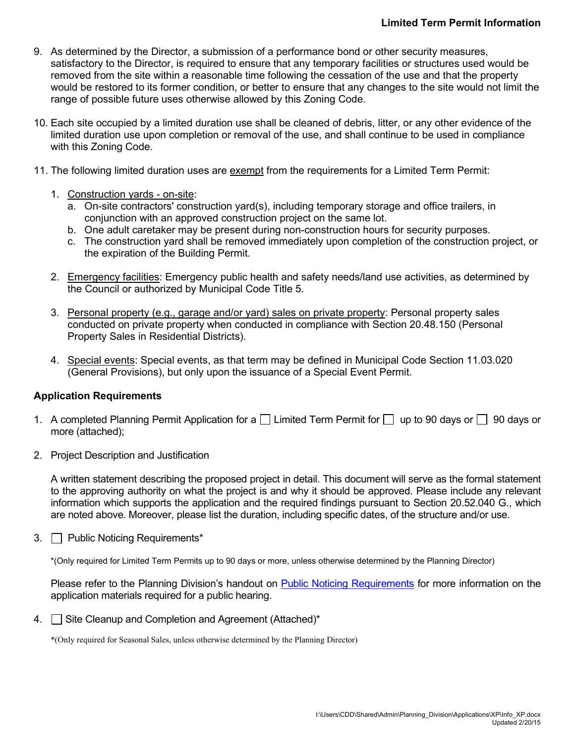9. As determined by the Director, a submission of a performance bond or other security measures, satisfactory to the Director, is required to ensure that any temporary facilities or structures used would be removed from the site within a reasonable time following the cessation of the use and that the property would be restored to its former condition, or better to ensure that any changes to the site would not limit the range of possible future uses otherwise allowed by this Zoning Code.

10. Each site occupied by a limited duration use shall be cleaned of debris, litter, or any other evidence of the limited duration use upon completion or removal of the use, and shall continue to be used in compliance with this Zoning Code.

11. The following limited duration uses are exempt from the requirements for a Limited Term Permit:

    1. Construction yards - on-site:
       a. On-site contractors' construction yard(s), including temporary storage and office trailers, in conjunction with an approved construction project on the same lot.
       b. One adult caretaker may be present during non-construction hours for security purposes.
       c. The construction yard shall be removed immediately upon completion of the construction project, or the expiration of the Building Permit.

    2. Emergency facilities: Emergency public health and safety needs/land use activities, as determined by the Council or authorized by Municipal Code Title 5.

    3. Personal property (e.g., garage and/or yard) sales on private property: Personal property sales conducted on private property when conducted in compliance with Section 20.48.150 (Personal Property Sales in Residential Districts).

    4. Special events: Special events, as that term may be defined in Municipal Code Section 11.03.020 (General Provisions), but only upon the issuance of a Special Event Permit.

### Application Requirements

1. A completed Planning Permit Application for a ☐ Limited Term Permit for ☐ up to 90 days or ☐ 90 days or more (attached);

2. Project Description and Justification

   A written statement describing the proposed project in detail. This document will serve as the formal statement to the approving authority on what the project is and why it should be approved. Please include any relevant information which supports the application and the required findings pursuant to Section 20.52.040 G., which are noted above. Moreover, please list the duration, including specific dates, of the structure and/or use.

3. ☐ Public Noticing Requirements*

   *(Only required for Limited Term Permits up to 90 days or more, unless otherwise determined by the Planning Director)

   Please refer to the Planning Division's handout on Public Noticing Requirements for more information on the application materials required for a public hearing.

4. ☐ Site Cleanup and Completion and Agreement (Attached)*

   *(Only required for Seasonal Sales, unless otherwise determined by the Planning Director)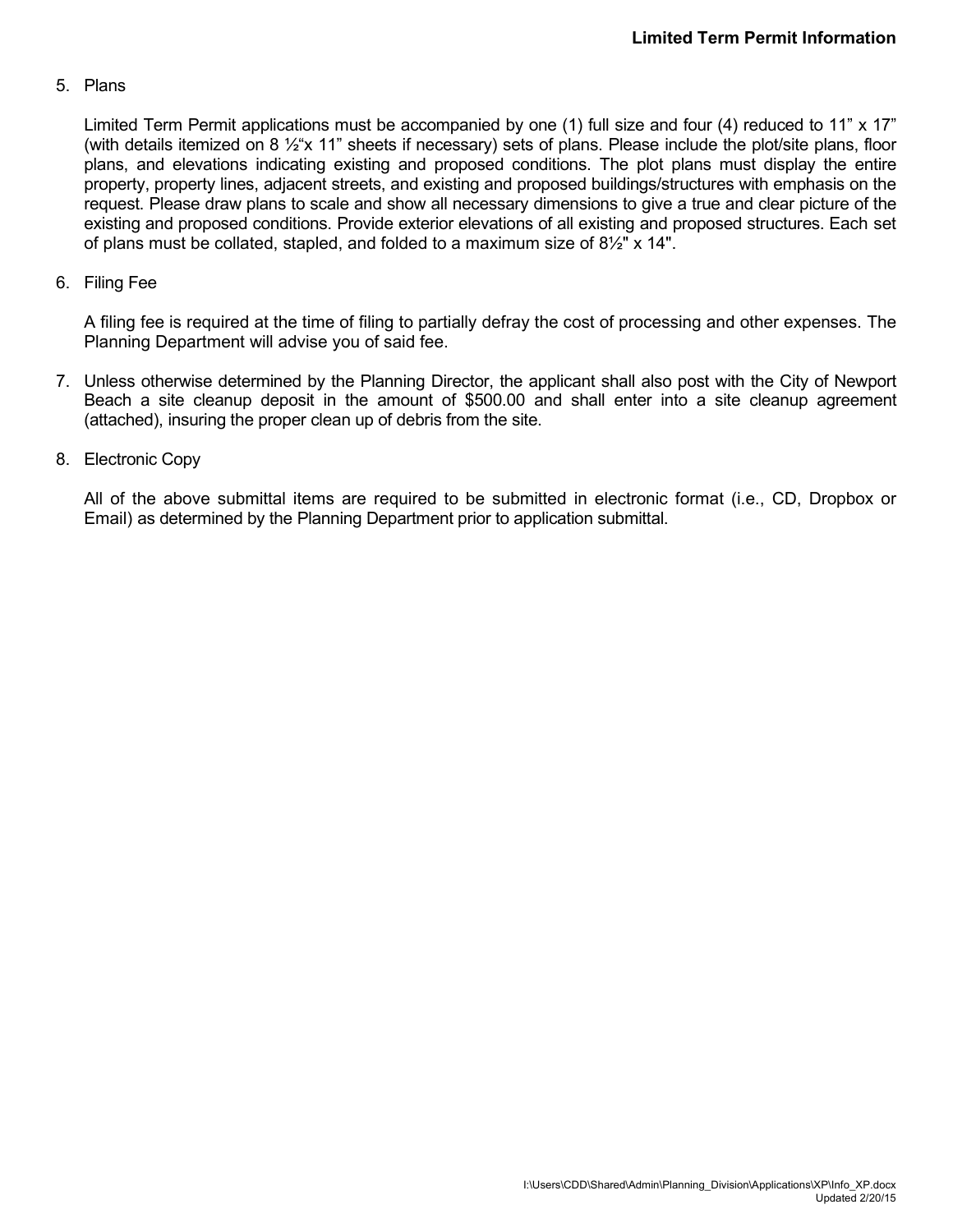5. Plans

   Limited Term Permit applications must be accompanied by one (1) full size and four (4) reduced to 11” x 17” (with details itemized on 8 ½“x 11” sheets if necessary) sets of plans. Please include the plot/site plans, floor plans, and elevations indicating existing and proposed conditions. The plot plans must display the entire property, property lines, adjacent streets, and existing and proposed buildings/structures with emphasis on the request. Please draw plans to scale and show all necessary dimensions to give a true and clear picture of the existing and proposed conditions. Provide exterior elevations of all existing and proposed structures. Each set of plans must be collated, stapled, and folded to a maximum size of 8½" x 14".

6. Filing Fee

   A filing fee is required at the time of filing to partially defray the cost of processing and other expenses. The Planning Department will advise you of said fee.

7. Unless otherwise determined by the Planning Director, the applicant shall also post with the City of Newport Beach a site cleanup deposit in the amount of $500.00 and shall enter into a site cleanup agreement (attached), insuring the proper clean up of debris from the site.

8. Electronic Copy

   All of the above submittal items are required to be submitted in electronic format (i.e., CD, Dropbox or Email) as determined by the Planning Department prior to application submittal.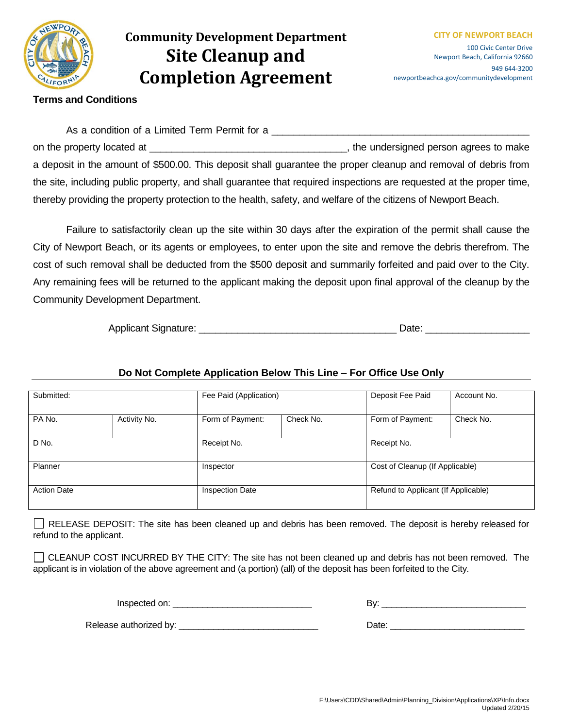**Community Development Department**

# Site Cleanup and Completion Agreement

**CITY OF NEWPORT BEACH**

100 Civic Center Drive
Newport Beach, California 92660
949 644-3200
newportbeachca.gov/communitydevelopment

**Terms and Conditions**

As a condition of a Limited Term Permit for a ______________________________________________ on the property located at ___________________________________, the undersigned person agrees to make a deposit in the amount of $500.00. This deposit shall guarantee the proper cleanup and removal of debris from the site, including public property, and shall guarantee that required inspections are requested at the proper time, thereby providing the property protection to the health, safety, and welfare of the citizens of Newport Beach.

Failure to satisfactorily clean up the site within 30 days after the expiration of the permit shall cause the City of Newport Beach, or its agents or employees, to enter upon the site and remove the debris therefrom. The cost of such removal shall be deducted from the $500 deposit and summarily forfeited and paid over to the City. Any remaining fees will be returned to the applicant making the deposit upon final approval of the cleanup by the Community Development Department.

Applicant Signature: ___________________________________ Date: __________________

**Do Not Complete Application Below This Line – For Office Use Only**

| | | | | | |
|---|---|---|---|---|---|
| Submitted: | | Fee Paid (Application) | | Deposit Fee Paid | Account No. |
| PA No. | Activity No. | Form of Payment: | Check No. | Form of Payment: | Check No. |
| D No. | | Receipt No. | | Receipt No. | |
| Planner | | Inspector | | Cost of Cleanup (If Applicable) | |
| Action Date | | Inspection Date | | Refund to Applicant (If Applicable) | |

☐ RELEASE DEPOSIT: The site has been cleaned up and debris has been removed. The deposit is hereby released for refund to the applicant.

☐ CLEANUP COST INCURRED BY THE CITY: The site has not been cleaned up and debris has not been removed. The applicant is in violation of the above agreement and (a portion) (all) of the deposit has been forfeited to the City.

Inspected on: ___________________________ By: ____________________________

Release authorized by: ___________________________ Date: __________________________

F:\Users\CDD\Shared\Admin\Planning_Division\Applications\XP\Info.docx
Updated 2/20/15